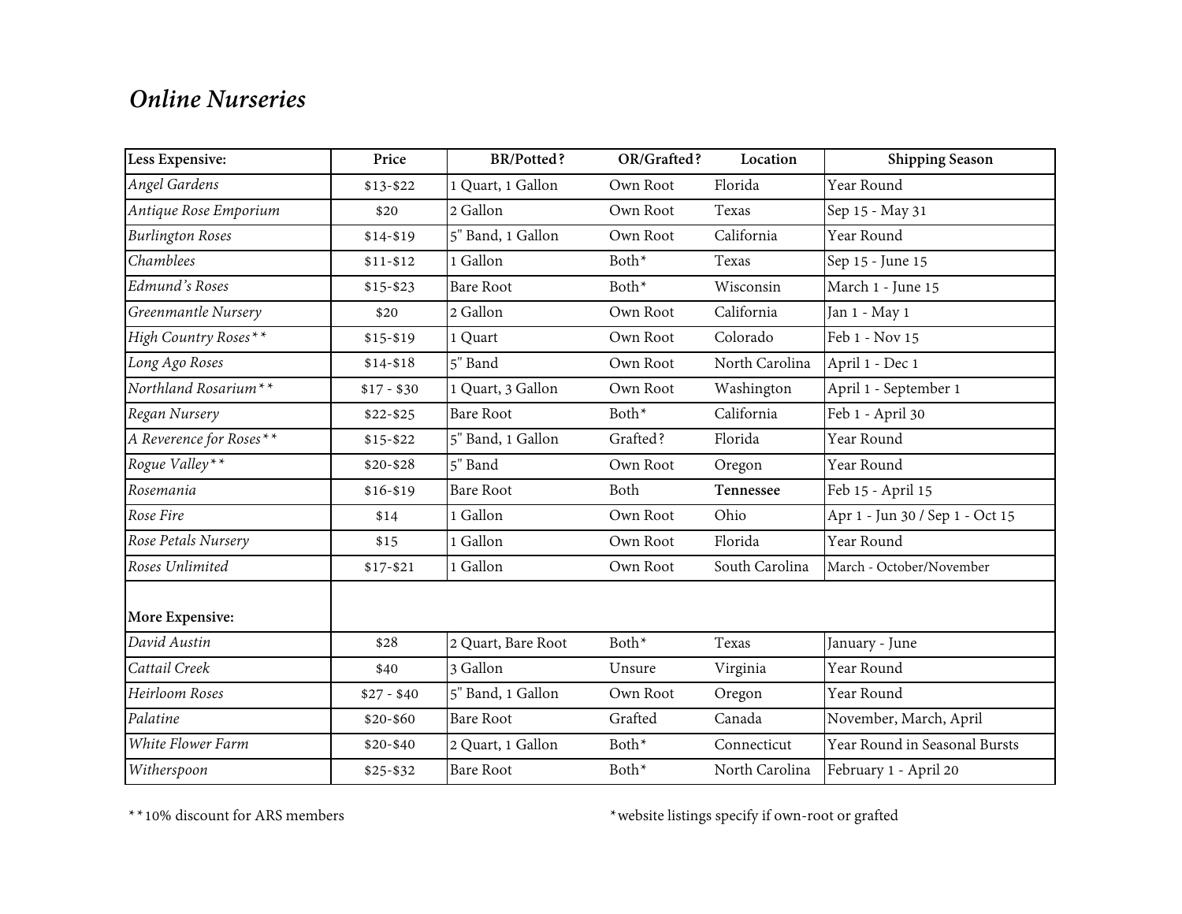## *Online Nurseries*

| Less Expensive: | Price | BR/Potted? | OR/Grafted? | Location | Shipping Season |
|---|---|---|---|---|---|
| *Angel Gardens* | $13-$22 | 1 Quart, 1 Gallon | Own Root | Florida | Year Round |
| *Antique Rose Emporium* | $20 | 2 Gallon | Own Root | Texas | Sep 15 - May 31 |
| *Burlington Roses* | $14-$19 | 5" Band, 1 Gallon | Own Root | California | Year Round |
| *Chamblees* | $11-$12 | 1 Gallon | Both* | Texas | Sep 15 - June 15 |
| *Edmund's Roses* | $15-$23 | Bare Root | Both* | Wisconsin | March 1 - June 15 |
| *Greenmantle Nursery* | $20 | 2 Gallon | Own Root | California | Jan 1 - May 1 |
| *High Country Roses*** | $15-$19 | 1 Quart | Own Root | Colorado | Feb 1 - Nov 15 |
| *Long Ago Roses* | $14-$18 | 5" Band | Own Root | North Carolina | April 1 - Dec 1 |
| *Northland Rosarium*** | $17 - $30 | 1 Quart, 3 Gallon | Own Root | Washington | April 1 - September 1 |
| *Regan Nursery* | $22-$25 | Bare Root | Both* | California | Feb 1 - April 30 |
| *A Reverence for Roses*** | $15-$22 | 5" Band, 1 Gallon | Grafted? | Florida | Year Round |
| *Rogue Valley*** | $20-$28 | 5" Band | Own Root | Oregon | Year Round |
| *Rosemania* | $16-$19 | Bare Root | Both | **Tennessee** | Feb 15 - April 15 |
| *Rose Fire* | $14 | 1 Gallon | Own Root | Ohio | Apr 1 - Jun 30 / Sep 1 - Oct 15 |
| *Rose Petals Nursery* | $15 | 1 Gallon | Own Root | Florida | Year Round |
| *Roses Unlimited* | $17-$21 | 1 Gallon | Own Root | South Carolina | March - October/November |
| **More Expensive:** | | | | | |
| *David Austin* | $28 | 2 Quart, Bare Root | Both* | Texas | January - June |
| *Cattail Creek* | $40 | 3 Gallon | Unsure | Virginia | Year Round |
| *Heirloom Roses* | $27 - $40 | 5" Band, 1 Gallon | Own Root | Oregon | Year Round |
| *Palatine* | $20-$60 | Bare Root | Grafted | Canada | November, March, April |
| *White Flower Farm* | $20-$40 | 2 Quart, 1 Gallon | Both* | Connecticut | Year Round in Seasonal Bursts |
| *Witherspoon* | $25-$32 | Bare Root | Both* | North Carolina | February 1 - April 20 |

**10% discount for ARS members

*website listings specify if own-root or grafted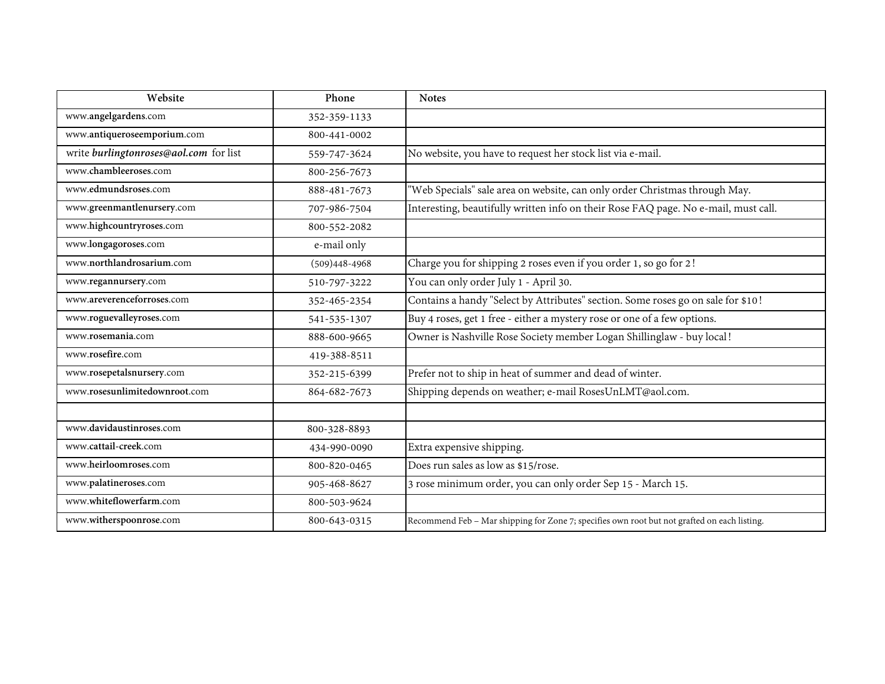| Website | Phone | Notes |
|---|---|---|
| www.**angelgardens**.com | 352-359-1133 | |
| www.**antiqueroseemporium**.com | 800-441-0002 | |
| write ***burlingtonroses@aol.com*** for list | 559-747-3624 | No website, you have to request her stock list via e-mail. |
| www.**chambleeroses**.com | 800-256-7673 | |
| www.**edmundsroses**.com | 888-481-7673 | "Web Specials" sale area on website, can only order Christmas through May. |
| www.**greenmantlenursery**.com | 707-986-7504 | Interesting, beautifully written info on their Rose FAQ page. No e-mail, must call. |
| www.**highcountryroses**.com | 800-552-2082 | |
| www.**longagoroses**.com | e-mail only | |
| www.**northlandrosarium**.com | (509)448-4968 | Charge you for shipping 2 roses even if you order 1, so go for 2! |
| www.**regannursery**.com | 510-797-3222 | You can only order July 1 - April 30. |
| www.**areverenceforroses**.com | 352-465-2354 | Contains a handy "Select by Attributes" section. Some roses go on sale for $10! |
| www.**roguevalleyroses**.com | 541-535-1307 | Buy 4 roses, get 1 free - either a mystery rose or one of a few options. |
| www.**rosemania**.com | 888-600-9665 | Owner is Nashville Rose Society member Logan Shillinglaw - buy local! |
| www.**rosefire**.com | 419-388-8511 | |
| www.**rosepetalsnursery**.com | 352-215-6399 | Prefer not to ship in heat of summer and dead of winter. |
| www.**rosesunlimitedownroot**.com | 864-682-7673 | Shipping depends on weather; e-mail RosesUnLMT@aol.com. |
| | | |
| www.**davidaustinroses**.com | 800-328-8893 | |
| www.**cattail-creek**.com | 434-990-0090 | Extra expensive shipping. |
| www.**heirloomroses**.com | 800-820-0465 | Does run sales as low as $15/rose. |
| www.**palatineroses**.com | 905-468-8627 | 3 rose minimum order, you can only order Sep 15 - March 15. |
| www.**whiteflowerfarm**.com | 800-503-9624 | |
| www.**witherspoonrose**.com | 800-643-0315 | Recommend Feb – Mar shipping for Zone 7; specifies own root but not grafted on each listing. |